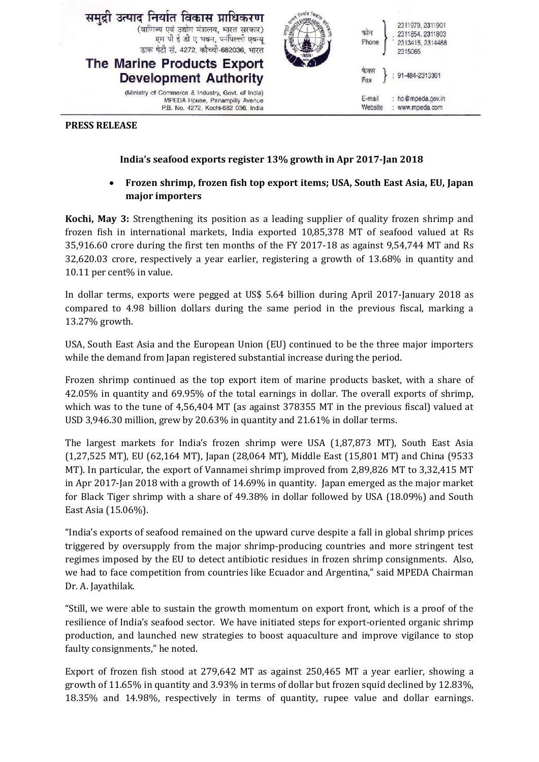समुद्री उत्पाद निर्यात विकास प्राधिकरण
(वाणिज्य एवं उद्योग मंत्रालय, भारत सरकार)
एम पी ई डी ए भवन, पनंपिल्ली एवन्यू
डाक पेटी सं. 4272, कोच्ची-682036, भारत

**The Marine Products Export Development Authority**

(Ministry of Commerce & Industry, Govt. of India)
MPEDA House, Panampilly Avenue
P.B. No. 4272, Kochi-682 036, India

फोन / Phone: 2311979, 2311901, 2311854, 2311803, 2313415, 2314468, 2315065

फैक्स / Fax: 91-484-2313361

E-mail: ho@mpeda.gov.in
Website: www.mpeda.com

**PRESS RELEASE**

**India's seafood exports register 13% growth in Apr 2017-Jan 2018**

- **Frozen shrimp, frozen fish top export items; USA, South East Asia, EU, Japan major importers**

**Kochi, May 3:** Strengthening its position as a leading supplier of quality frozen shrimp and frozen fish in international markets, India exported 10,85,378 MT of seafood valued at Rs 35,916.60 crore during the first ten months of the FY 2017-18 as against 9,54,744 MT and Rs 32,620.03 crore, respectively a year earlier, registering a growth of 13.68% in quantity and 10.11 per cent% in value.

In dollar terms, exports were pegged at US$ 5.64 billion during April 2017-January 2018 as compared to 4.98 billion dollars during the same period in the previous fiscal, marking a 13.27% growth.

USA, South East Asia and the European Union (EU) continued to be the three major importers while the demand from Japan registered substantial increase during the period.

Frozen shrimp continued as the top export item of marine products basket, with a share of 42.05% in quantity and 69.95% of the total earnings in dollar. The overall exports of shrimp, which was to the tune of 4,56,404 MT (as against 378355 MT in the previous fiscal) valued at USD 3,946.30 million, grew by 20.63% in quantity and 21.61% in dollar terms.

The largest markets for India's frozen shrimp were USA (1,87,873 MT), South East Asia (1,27,525 MT), EU (62,164 MT), Japan (28,064 MT), Middle East (15,801 MT) and China (9533 MT). In particular, the export of Vannamei shrimp improved from 2,89,826 MT to 3,32,415 MT in Apr 2017-Jan 2018 with a growth of 14.69% in quantity. Japan emerged as the major market for Black Tiger shrimp with a share of 49.38% in dollar followed by USA (18.09%) and South East Asia (15.06%).

"India's exports of seafood remained on the upward curve despite a fall in global shrimp prices triggered by oversupply from the major shrimp-producing countries and more stringent test regimes imposed by the EU to detect antibiotic residues in frozen shrimp consignments. Also, we had to face competition from countries like Ecuador and Argentina," said MPEDA Chairman Dr. A. Jayathilak.

"Still, we were able to sustain the growth momentum on export front, which is a proof of the resilience of India's seafood sector. We have initiated steps for export-oriented organic shrimp production, and launched new strategies to boost aquaculture and improve vigilance to stop faulty consignments," he noted.

Export of frozen fish stood at 279,642 MT as against 250,465 MT a year earlier, showing a growth of 11.65% in quantity and 3.93% in terms of dollar but frozen squid declined by 12.83%, 18.35% and 14.98%, respectively in terms of quantity, rupee value and dollar earnings.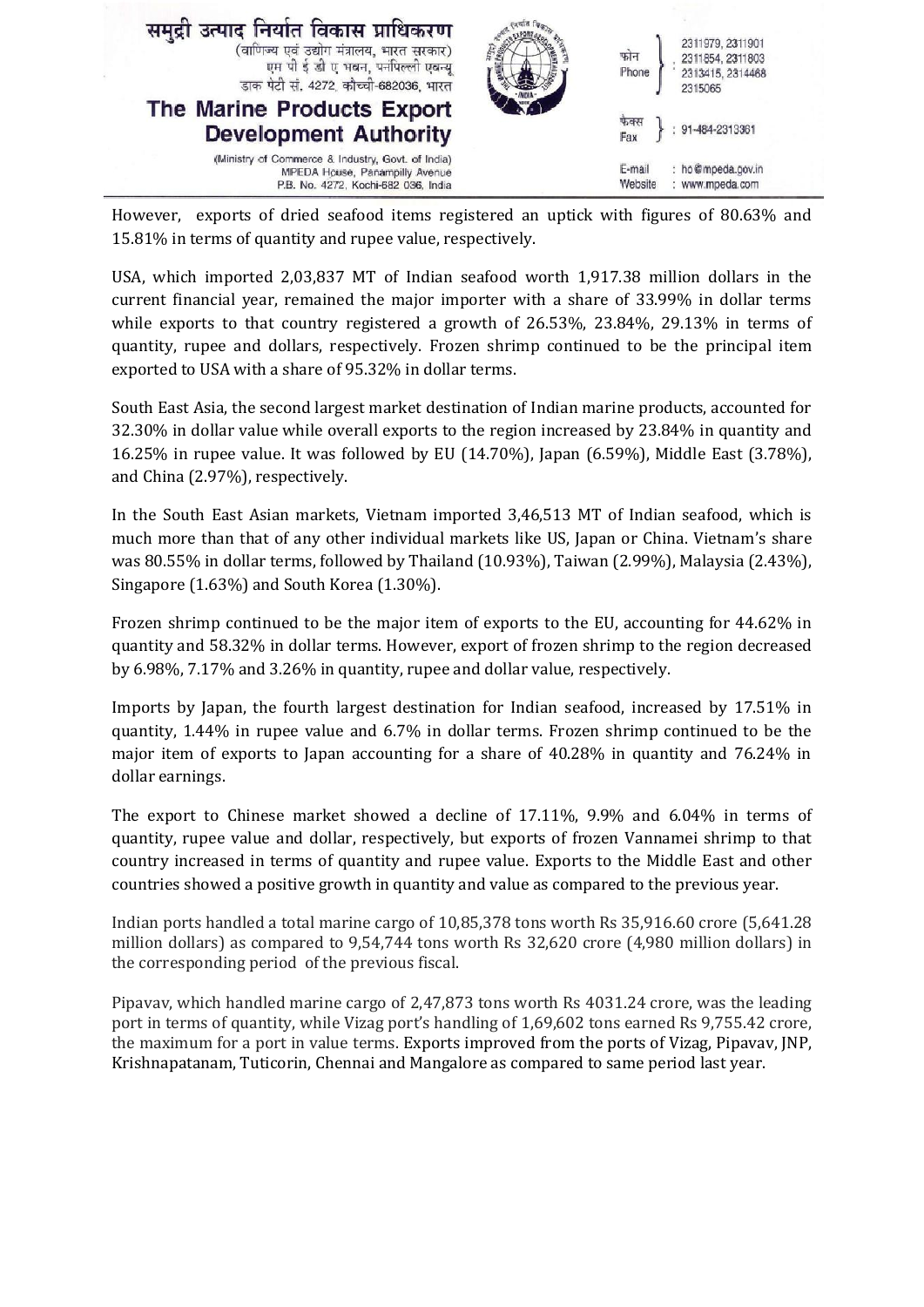However, exports of dried seafood items registered an uptick with figures of 80.63% and 15.81% in terms of quantity and rupee value, respectively.

USA, which imported 2,03,837 MT of Indian seafood worth 1,917.38 million dollars in the current financial year, remained the major importer with a share of 33.99% in dollar terms while exports to that country registered a growth of 26.53%, 23.84%, 29.13% in terms of quantity, rupee and dollars, respectively. Frozen shrimp continued to be the principal item exported to USA with a share of 95.32% in dollar terms.

South East Asia, the second largest market destination of Indian marine products, accounted for 32.30% in dollar value while overall exports to the region increased by 23.84% in quantity and 16.25% in rupee value. It was followed by EU (14.70%), Japan (6.59%), Middle East (3.78%), and China (2.97%), respectively.

In the South East Asian markets, Vietnam imported 3,46,513 MT of Indian seafood, which is much more than that of any other individual markets like US, Japan or China. Vietnam's share was 80.55% in dollar terms, followed by Thailand (10.93%), Taiwan (2.99%), Malaysia (2.43%), Singapore (1.63%) and South Korea (1.30%).

Frozen shrimp continued to be the major item of exports to the EU, accounting for 44.62% in quantity and 58.32% in dollar terms. However, export of frozen shrimp to the region decreased by 6.98%, 7.17% and 3.26% in quantity, rupee and dollar value, respectively.

Imports by Japan, the fourth largest destination for Indian seafood, increased by 17.51% in quantity, 1.44% in rupee value and 6.7% in dollar terms. Frozen shrimp continued to be the major item of exports to Japan accounting for a share of 40.28% in quantity and 76.24% in dollar earnings.

The export to Chinese market showed a decline of 17.11%, 9.9% and 6.04% in terms of quantity, rupee value and dollar, respectively, but exports of frozen Vannamei shrimp to that country increased in terms of quantity and rupee value. Exports to the Middle East and other countries showed a positive growth in quantity and value as compared to the previous year.

Indian ports handled a total marine cargo of 10,85,378 tons worth Rs 35,916.60 crore (5,641.28 million dollars) as compared to 9,54,744 tons worth Rs 32,620 crore (4,980 million dollars) in the corresponding period of the previous fiscal.

Pipavav, which handled marine cargo of 2,47,873 tons worth Rs 4031.24 crore, was the leading port in terms of quantity, while Vizag port's handling of 1,69,602 tons earned Rs 9,755.42 crore, the maximum for a port in value terms. Exports improved from the ports of Vizag, Pipavav, JNP, Krishnapatanam, Tuticorin, Chennai and Mangalore as compared to same period last year.